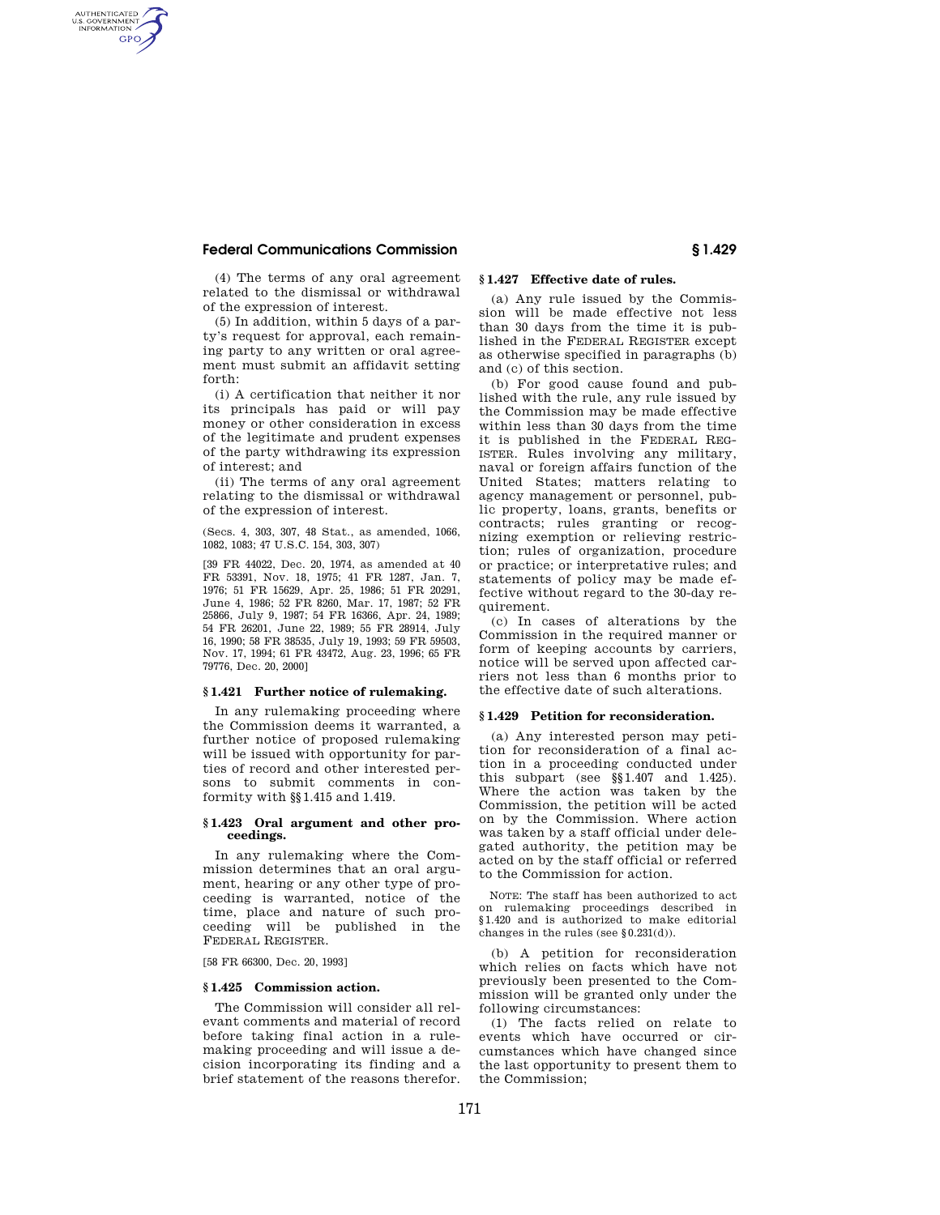(4) The terms of any oral agreement related to the dismissal or withdrawal of the expression of interest.

(5) In addition, within 5 days of a party's request for approval, each remaining party to any written or oral agreement must submit an affidavit setting forth:

(i) A certification that neither it nor its principals has paid or will pay money or other consideration in excess of the legitimate and prudent expenses of the party withdrawing its expression of interest; and

(ii) The terms of any oral agreement relating to the dismissal or withdrawal of the expression of interest.

(Secs. 4, 303, 307, 48 Stat., as amended, 1066, 1082, 1083; 47 U.S.C. 154, 303, 307)

[39 FR 44022, Dec. 20, 1974, as amended at 40 FR 53391, Nov. 18, 1975; 41 FR 1287, Jan. 7, 1976; 51 FR 15629, Apr. 25, 1986; 51 FR 20291, June 4, 1986; 52 FR 8260, Mar. 17, 1987; 52 FR 25866, July 9, 1987; 54 FR 16366, Apr. 24, 1989; 54 FR 26201, June 22, 1989; 55 FR 28914, July 16, 1990; 58 FR 38535, July 19, 1993; 59 FR 59503, Nov. 17, 1994; 61 FR 43472, Aug. 23, 1996; 65 FR 79776, Dec. 20, 2000]

### § 1.421 Further notice of rulemaking.

In any rulemaking proceeding where the Commission deems it warranted, a further notice of proposed rulemaking will be issued with opportunity for parties of record and other interested persons to submit comments in conformity with §§ 1.415 and 1.419.

### § 1.423 Oral argument and other proceedings.

In any rulemaking where the Commission determines that an oral argument, hearing or any other type of proceeding is warranted, notice of the time, place and nature of such proceeding will be published in the FEDERAL REGISTER.

[58 FR 66300, Dec. 20, 1993]

### § 1.425 Commission action.

The Commission will consider all relevant comments and material of record before taking final action in a rulemaking proceeding and will issue a decision incorporating its finding and a brief statement of the reasons therefor.

### § 1.427 Effective date of rules.

(a) Any rule issued by the Commission will be made effective not less than 30 days from the time it is published in the FEDERAL REGISTER except as otherwise specified in paragraphs (b) and (c) of this section.

(b) For good cause found and published with the rule, any rule issued by the Commission may be made effective within less than 30 days from the time it is published in the FEDERAL REGISTER. Rules involving any military, naval or foreign affairs function of the United States; matters relating to agency management or personnel, public property, loans, grants, benefits or contracts; rules granting or recognizing exemption or relieving restriction; rules of organization, procedure or practice; or interpretative rules; and statements of policy may be made effective without regard to the 30-day requirement.

(c) In cases of alterations by the Commission in the required manner or form of keeping accounts by carriers, notice will be served upon affected carriers not less than 6 months prior to the effective date of such alterations.

### § 1.429 Petition for reconsideration.

(a) Any interested person may petition for reconsideration of a final action in a proceeding conducted under this subpart (see §§ 1.407 and 1.425). Where the action was taken by the Commission, the petition will be acted on by the Commission. Where action was taken by a staff official under delegated authority, the petition may be acted on by the staff official or referred to the Commission for action.

NOTE: The staff has been authorized to act on rulemaking proceedings described in § 1.420 and is authorized to make editorial changes in the rules (see § 0.231(d)).

(b) A petition for reconsideration which relies on facts which have not previously been presented to the Commission will be granted only under the following circumstances:

(1) The facts relied on relate to events which have occurred or circumstances which have changed since the last opportunity to present them to the Commission;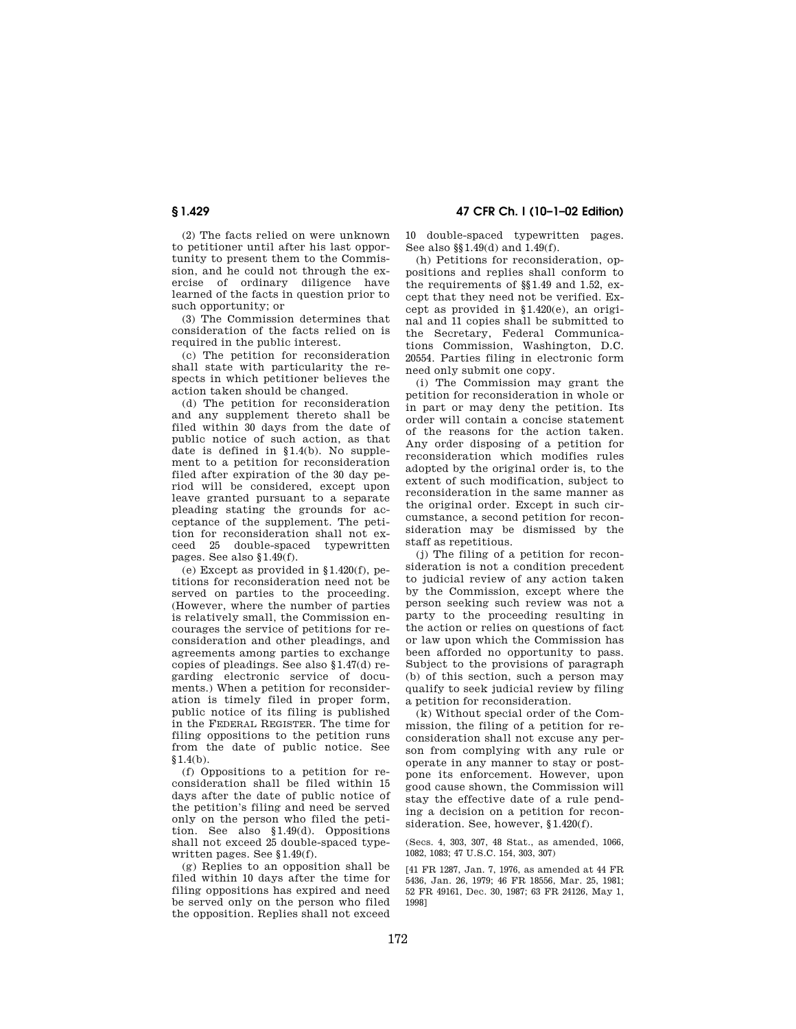(2) The facts relied on were unknown to petitioner until after his last opportunity to present them to the Commission, and he could not through the exercise of ordinary diligence have learned of the facts in question prior to such opportunity; or

(3) The Commission determines that consideration of the facts relied on is required in the public interest.

(c) The petition for reconsideration shall state with particularity the respects in which petitioner believes the action taken should be changed.

(d) The petition for reconsideration and any supplement thereto shall be filed within 30 days from the date of public notice of such action, as that date is defined in §1.4(b). No supplement to a petition for reconsideration filed after expiration of the 30 day period will be considered, except upon leave granted pursuant to a separate pleading stating the grounds for acceptance of the supplement. The petition for reconsideration shall not exceed 25 double-spaced typewritten pages. See also §1.49(f).

(e) Except as provided in §1.420(f), petitions for reconsideration need not be served on parties to the proceeding. (However, where the number of parties is relatively small, the Commission encourages the service of petitions for reconsideration and other pleadings, and agreements among parties to exchange copies of pleadings. See also §1.47(d) regarding electronic service of documents.) When a petition for reconsideration is timely filed in proper form, public notice of its filing is published in the FEDERAL REGISTER. The time for filing oppositions to the petition runs from the date of public notice. See §1.4(b).

(f) Oppositions to a petition for reconsideration shall be filed within 15 days after the date of public notice of the petition's filing and need be served only on the person who filed the petition. See also §1.49(d). Oppositions shall not exceed 25 double-spaced typewritten pages. See §1.49(f).

(g) Replies to an opposition shall be filed within 10 days after the time for filing oppositions has expired and need be served only on the person who filed the opposition. Replies shall not exceed 10 double-spaced typewritten pages. See also §§1.49(d) and 1.49(f).

(h) Petitions for reconsideration, oppositions and replies shall conform to the requirements of §§1.49 and 1.52, except that they need not be verified. Except as provided in §1.420(e), an original and 11 copies shall be submitted to the Secretary, Federal Communications Commission, Washington, D.C. 20554. Parties filing in electronic form need only submit one copy.

(i) The Commission may grant the petition for reconsideration in whole or in part or may deny the petition. Its order will contain a concise statement of the reasons for the action taken. Any order disposing of a petition for reconsideration which modifies rules adopted by the original order is, to the extent of such modification, subject to reconsideration in the same manner as the original order. Except in such circumstance, a second petition for reconsideration may be dismissed by the staff as repetitious.

(j) The filing of a petition for reconsideration is not a condition precedent to judicial review of any action taken by the Commission, except where the person seeking such review was not a party to the proceeding resulting in the action or relies on questions of fact or law upon which the Commission has been afforded no opportunity to pass. Subject to the provisions of paragraph (b) of this section, such a person may qualify to seek judicial review by filing a petition for reconsideration.

(k) Without special order of the Commission, the filing of a petition for reconsideration shall not excuse any person from complying with any rule or operate in any manner to stay or postpone its enforcement. However, upon good cause shown, the Commission will stay the effective date of a rule pending a decision on a petition for reconsideration. See, however, §1.420(f).

(Secs. 4, 303, 307, 48 Stat., as amended, 1066, 1082, 1083; 47 U.S.C. 154, 303, 307)

[41 FR 1287, Jan. 7, 1976, as amended at 44 FR 5436, Jan. 26, 1979; 46 FR 18556, Mar. 25, 1981; 52 FR 49161, Dec. 30, 1987; 63 FR 24126, May 1, 1998]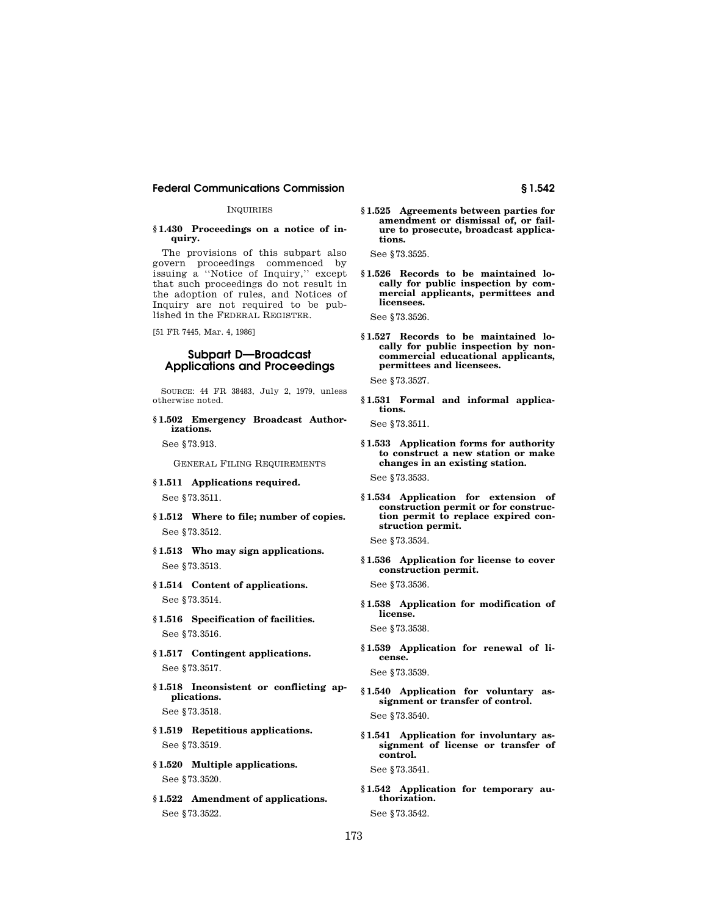INQUIRIES

**§ 1.430 Proceedings on a notice of inquiry.**

The provisions of this subpart also govern proceedings commenced by issuing a ''Notice of Inquiry,'' except that such proceedings do not result in the adoption of rules, and Notices of Inquiry are not required to be published in the FEDERAL REGISTER.

[51 FR 7445, Mar. 4, 1986]

## Subpart D—Broadcast Applications and Proceedings

SOURCE: 44 FR 38483, July 2, 1979, unless otherwise noted.

**§ 1.502 Emergency Broadcast Authorizations.**

See § 73.913.

GENERAL FILING REQUIREMENTS

**§ 1.511 Applications required.**

See § 73.3511.

**§ 1.512 Where to file; number of copies.**

See § 73.3512.

**§ 1.513 Who may sign applications.**

See § 73.3513.

**§ 1.514 Content of applications.**

See § 73.3514.

**§ 1.516 Specification of facilities.**

See § 73.3516.

**§ 1.517 Contingent applications.**

See § 73.3517.

**§ 1.518 Inconsistent or conflicting applications.**

See § 73.3518.

**§ 1.519 Repetitious applications.**

See § 73.3519.

**§ 1.520 Multiple applications.**

See § 73.3520.

**§ 1.522 Amendment of applications.**

See § 73.3522.

**§ 1.525 Agreements between parties for amendment or dismissal of, or failure to prosecute, broadcast applications.**

See § 73.3525.

**§ 1.526 Records to be maintained locally for public inspection by commercial applicants, permittees and licensees.**

See § 73.3526.

**§ 1.527 Records to be maintained locally for public inspection by noncommercial educational applicants, permittees and licensees.**

See § 73.3527.

**§ 1.531 Formal and informal applications.**

See § 73.3511.

**§ 1.533 Application forms for authority to construct a new station or make changes in an existing station.**

See § 73.3533.

**§ 1.534 Application for extension of construction permit or for construction permit to replace expired construction permit.**

See § 73.3534.

**§ 1.536 Application for license to cover construction permit.**

See § 73.3536.

**§ 1.538 Application for modification of license.**

See § 73.3538.

**§ 1.539 Application for renewal of license.**

See § 73.3539.

**§ 1.540 Application for voluntary assignment or transfer of control.**

See § 73.3540.

**§ 1.541 Application for involuntary assignment of license or transfer of control.**

See § 73.3541.

**§ 1.542 Application for temporary authorization.**

See § 73.3542.